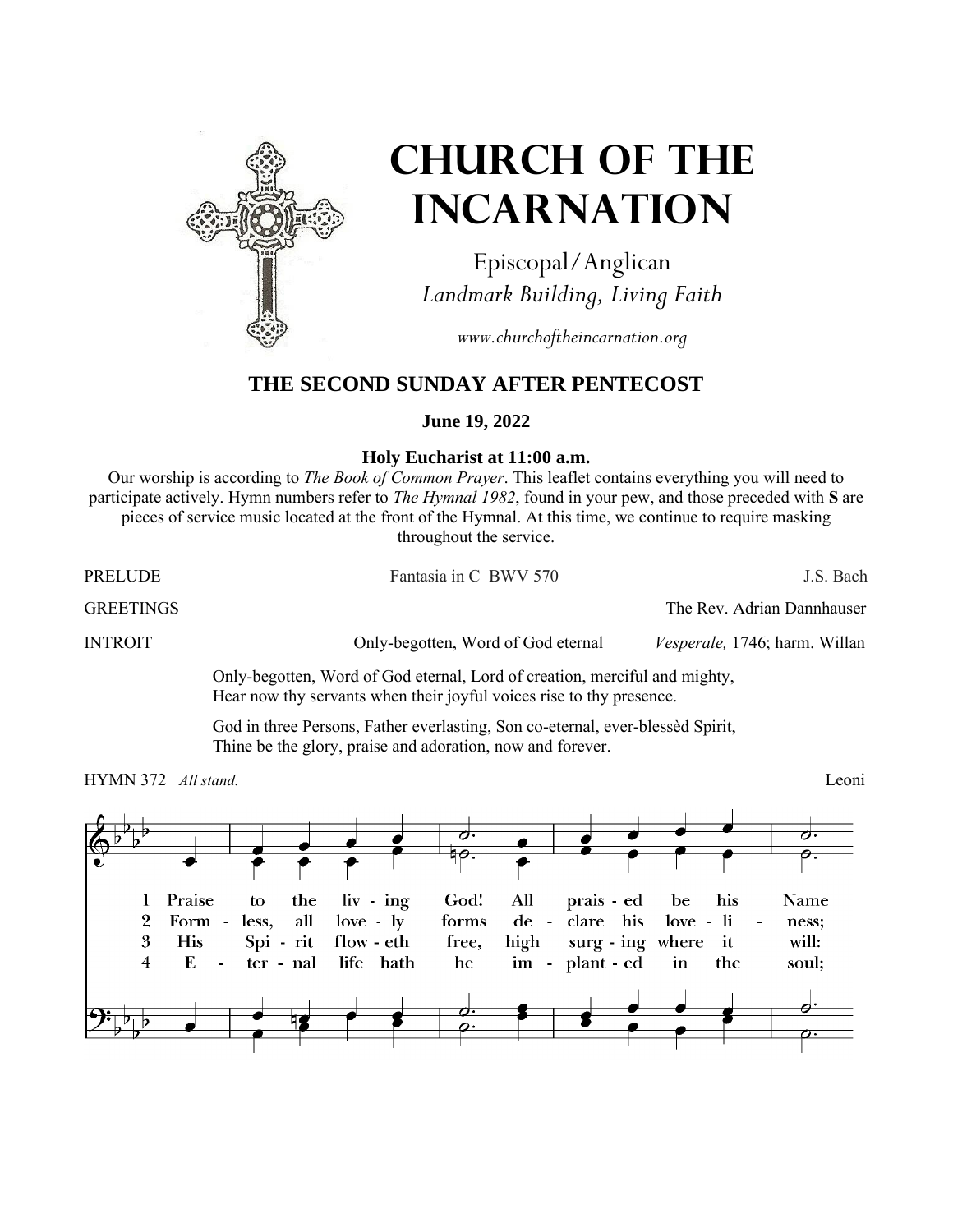# CHURCH OF THE INCARNATION

Episcopal/Anglican

*Landmark Building, Living Faith*

*www.churchoftheincarnation.org*

## THE SECOND SUNDAY AFTER PENTECOST

**June 19, 2022**

**Holy Eucharist at 11:00 a.m.**

Our worship is according to *The Book of Common Prayer*. This leaflet contains everything you will need to participate actively. Hymn numbers refer to *The Hymnal 1982*, found in your pew, and those preceded with **S** are pieces of service music located at the front of the Hymnal. At this time, we continue to require masking throughout the service.

PRELUDE — Fantasia in C BWV 570 — J.S. Bach

GREETINGS — The Rev. Adrian Dannhauser

INTROIT — Only-begotten, Word of God eternal — *Vesperale,* 1746; harm. Willan

Only-begotten, Word of God eternal, Lord of creation, merciful and mighty,
Hear now thy servants when their joyful voices rise to thy presence.

God in three Persons, Father everlasting, Son co-eternal, ever-blessèd Spirit,
Thine be the glory, praise and adoration, now and forever.

HYMN 372 *All stand.* — Leoni

1 Praise to the liv - ing God! All prais - ed be his Name
2 Form - less, all love - ly forms de - clare his love - li - ness;
3 His Spi - rit flow - eth free, high surg - ing where it will:
4 E - ter - nal life hath he im - plant - ed in the soul;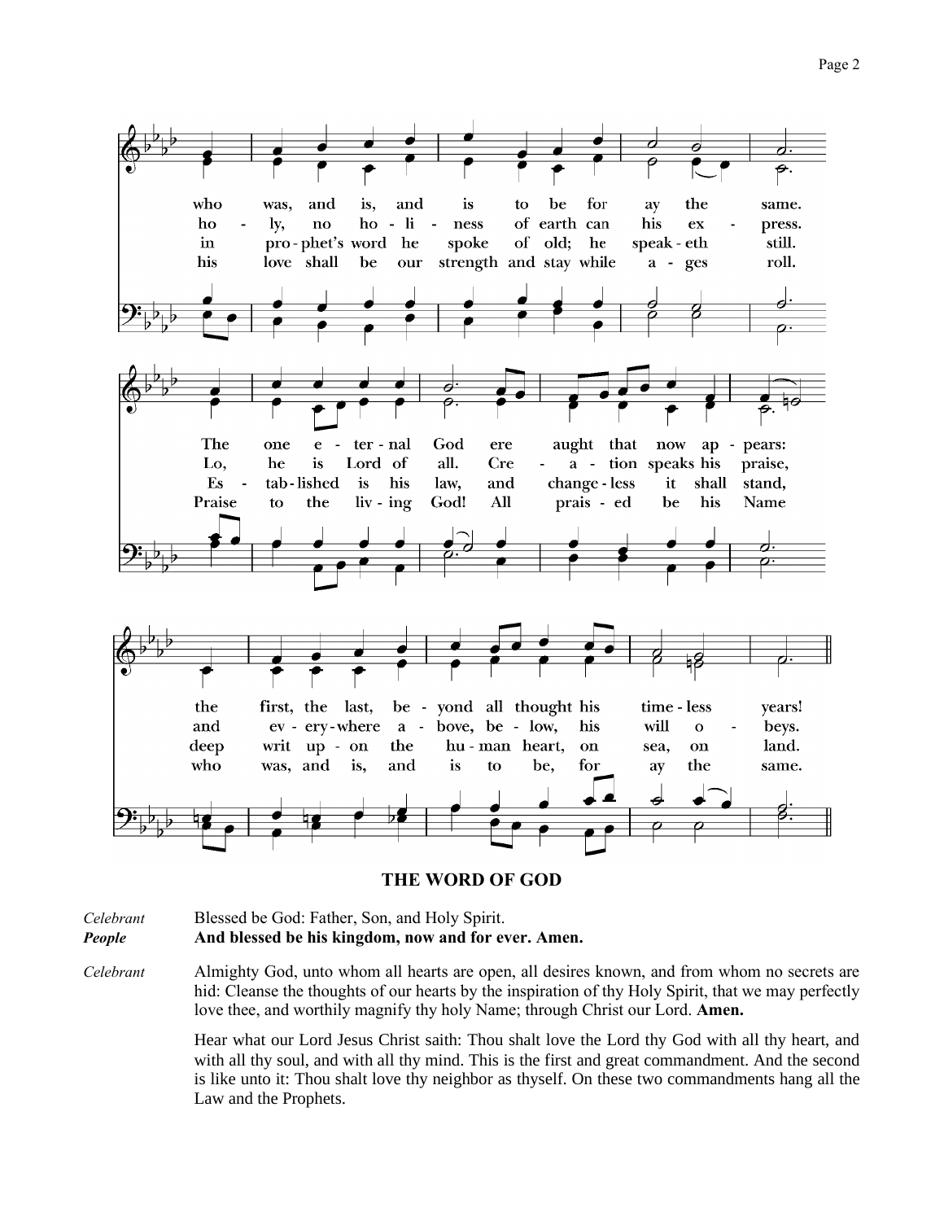who was, and is, and is to be for ay the same.
The one eternal God ere aught that now appears:
the first, the last, beyond all thought his timeless years!

holy, no holiness of earth can his express.
Lo, he is Lord of all. Creation speaks his praise,
and everywhere above, below, his will obeys.

in prophet's word he spoke of old; he speaketh still.
Established is his law, and changeless it shall stand,
deep writ upon the human heart, on sea, on land.

his love shall be our strength and stay while ages roll.
Praise to the living God! All praised be his Name
who was, and is, and is to be, for ay the same.

## THE WORD OF GOD

*Celebrant* Blessed be God: Father, Son, and Holy Spirit.
***People*** **And blessed be his kingdom, now and for ever. Amen.**

*Celebrant* Almighty God, unto whom all hearts are open, all desires known, and from whom no secrets are hid: Cleanse the thoughts of our hearts by the inspiration of thy Holy Spirit, that we may perfectly love thee, and worthily magnify thy holy Name; through Christ our Lord. **Amen.**

Hear what our Lord Jesus Christ saith: Thou shalt love the Lord thy God with all thy heart, and with all thy soul, and with all thy mind. This is the first and great commandment. And the second is like unto it: Thou shalt love thy neighbor as thyself. On these two commandments hang all the Law and the Prophets.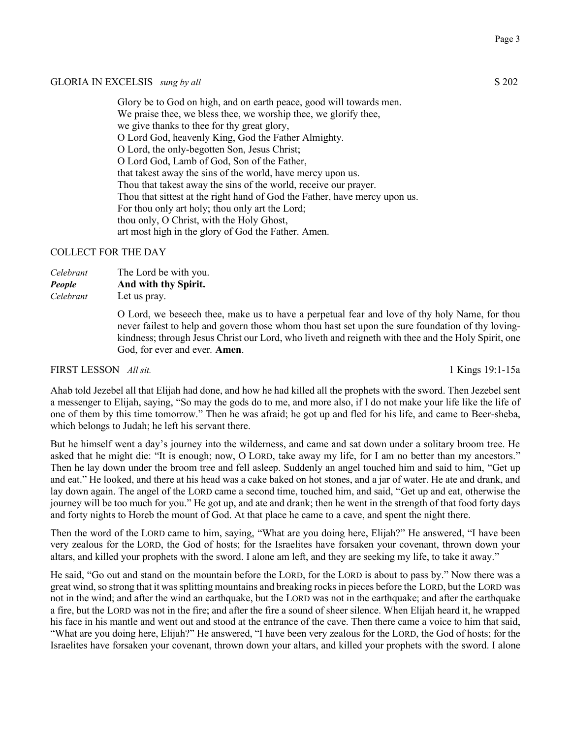## GLORIA IN EXCELSIS *sung by all* S 202

Glory be to God on high, and on earth peace, good will towards men.
We praise thee, we bless thee, we worship thee, we glorify thee,
we give thanks to thee for thy great glory,
O Lord God, heavenly King, God the Father Almighty.
O Lord, the only-begotten Son, Jesus Christ;
O Lord God, Lamb of God, Son of the Father,
that takest away the sins of the world, have mercy upon us.
Thou that takest away the sins of the world, receive our prayer.
Thou that sittest at the right hand of God the Father, have mercy upon us.
For thou only art holy; thou only art the Lord;
thou only, O Christ, with the Holy Ghost,
art most high in the glory of God the Father. Amen.

## COLLECT FOR THE DAY

*Celebrant* The Lord be with you.
***People*** **And with thy Spirit.**
*Celebrant* Let us pray.

O Lord, we beseech thee, make us to have a perpetual fear and love of thy holy Name, for thou never failest to help and govern those whom thou hast set upon the sure foundation of thy loving-kindness; through Jesus Christ our Lord, who liveth and reigneth with thee and the Holy Spirit, one God, for ever and ever. **Amen**.

## FIRST LESSON *All sit.* 1 Kings 19:1-15a

Ahab told Jezebel all that Elijah had done, and how he had killed all the prophets with the sword. Then Jezebel sent a messenger to Elijah, saying, "So may the gods do to me, and more also, if I do not make your life like the life of one of them by this time tomorrow." Then he was afraid; he got up and fled for his life, and came to Beer-sheba, which belongs to Judah; he left his servant there.

But he himself went a day's journey into the wilderness, and came and sat down under a solitary broom tree. He asked that he might die: "It is enough; now, O LORD, take away my life, for I am no better than my ancestors." Then he lay down under the broom tree and fell asleep. Suddenly an angel touched him and said to him, "Get up and eat." He looked, and there at his head was a cake baked on hot stones, and a jar of water. He ate and drank, and lay down again. The angel of the LORD came a second time, touched him, and said, "Get up and eat, otherwise the journey will be too much for you." He got up, and ate and drank; then he went in the strength of that food forty days and forty nights to Horeb the mount of God. At that place he came to a cave, and spent the night there.

Then the word of the LORD came to him, saying, "What are you doing here, Elijah?" He answered, "I have been very zealous for the LORD, the God of hosts; for the Israelites have forsaken your covenant, thrown down your altars, and killed your prophets with the sword. I alone am left, and they are seeking my life, to take it away."

He said, "Go out and stand on the mountain before the LORD, for the LORD is about to pass by." Now there was a great wind, so strong that it was splitting mountains and breaking rocks in pieces before the LORD, but the LORD was not in the wind; and after the wind an earthquake, but the LORD was not in the earthquake; and after the earthquake a fire, but the LORD was not in the fire; and after the fire a sound of sheer silence. When Elijah heard it, he wrapped his face in his mantle and went out and stood at the entrance of the cave. Then there came a voice to him that said, "What are you doing here, Elijah?" He answered, "I have been very zealous for the LORD, the God of hosts; for the Israelites have forsaken your covenant, thrown down your altars, and killed your prophets with the sword. I alone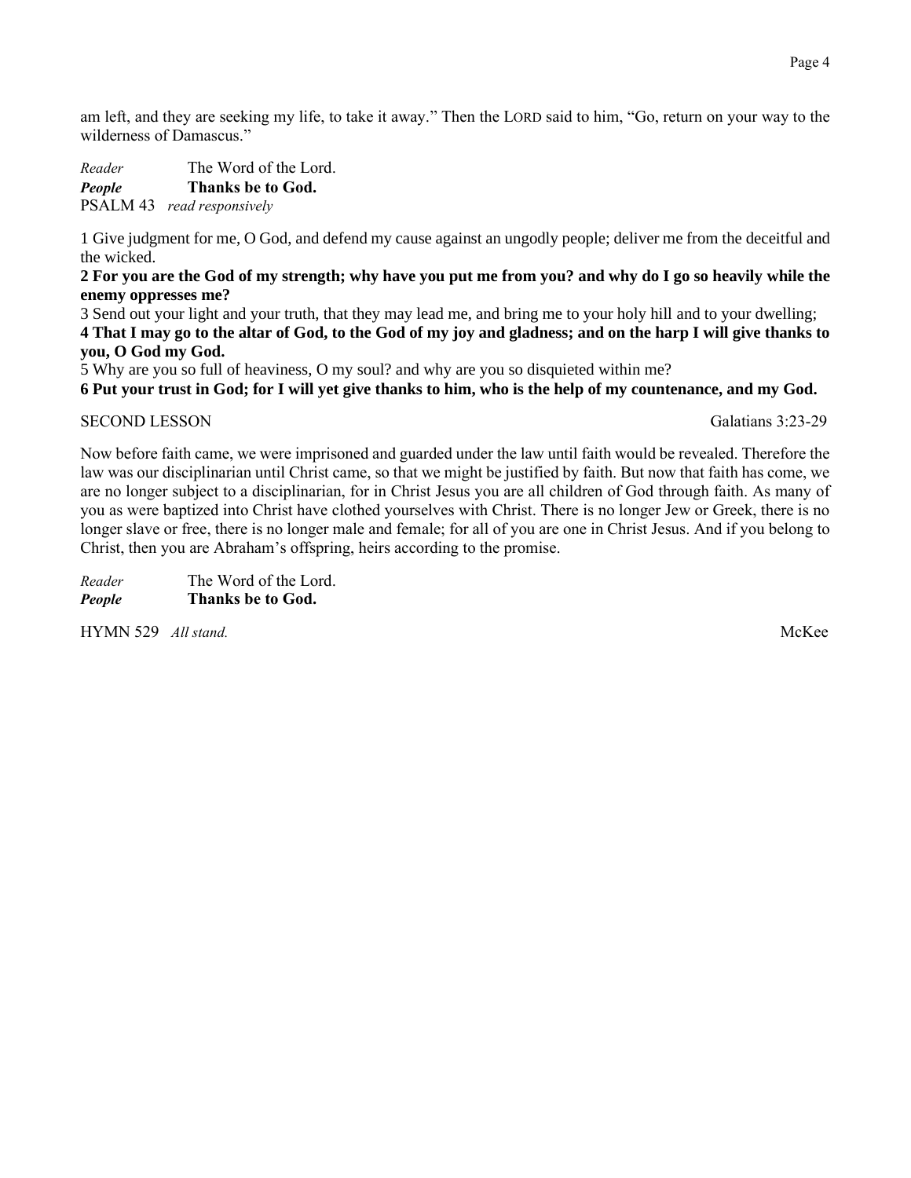am left, and they are seeking my life, to take it away." Then the LORD said to him, "Go, return on your way to the wilderness of Damascus."

*Reader* The Word of the Lord.
***People*** **Thanks be to God.**

PSALM 43 *read responsively*

1 Give judgment for me, O God, and defend my cause against an ungodly people; deliver me from the deceitful and the wicked.

**2 For you are the God of my strength; why have you put me from you? and why do I go so heavily while the enemy oppresses me?**

3 Send out your light and your truth, that they may lead me, and bring me to your holy hill and to your dwelling;

**4 That I may go to the altar of God, to the God of my joy and gladness; and on the harp I will give thanks to you, O God my God.**

5 Why are you so full of heaviness, O my soul? and why are you so disquieted within me?

**6 Put your trust in God; for I will yet give thanks to him, who is the help of my countenance, and my God.**

SECOND LESSON Galatians 3:23-29

Now before faith came, we were imprisoned and guarded under the law until faith would be revealed. Therefore the law was our disciplinarian until Christ came, so that we might be justified by faith. But now that faith has come, we are no longer subject to a disciplinarian, for in Christ Jesus you are all children of God through faith. As many of you as were baptized into Christ have clothed yourselves with Christ. There is no longer Jew or Greek, there is no longer slave or free, there is no longer male and female; for all of you are one in Christ Jesus. And if you belong to Christ, then you are Abraham's offspring, heirs according to the promise.

*Reader* The Word of the Lord.
***People*** **Thanks be to God.**

HYMN 529 *All stand.* McKee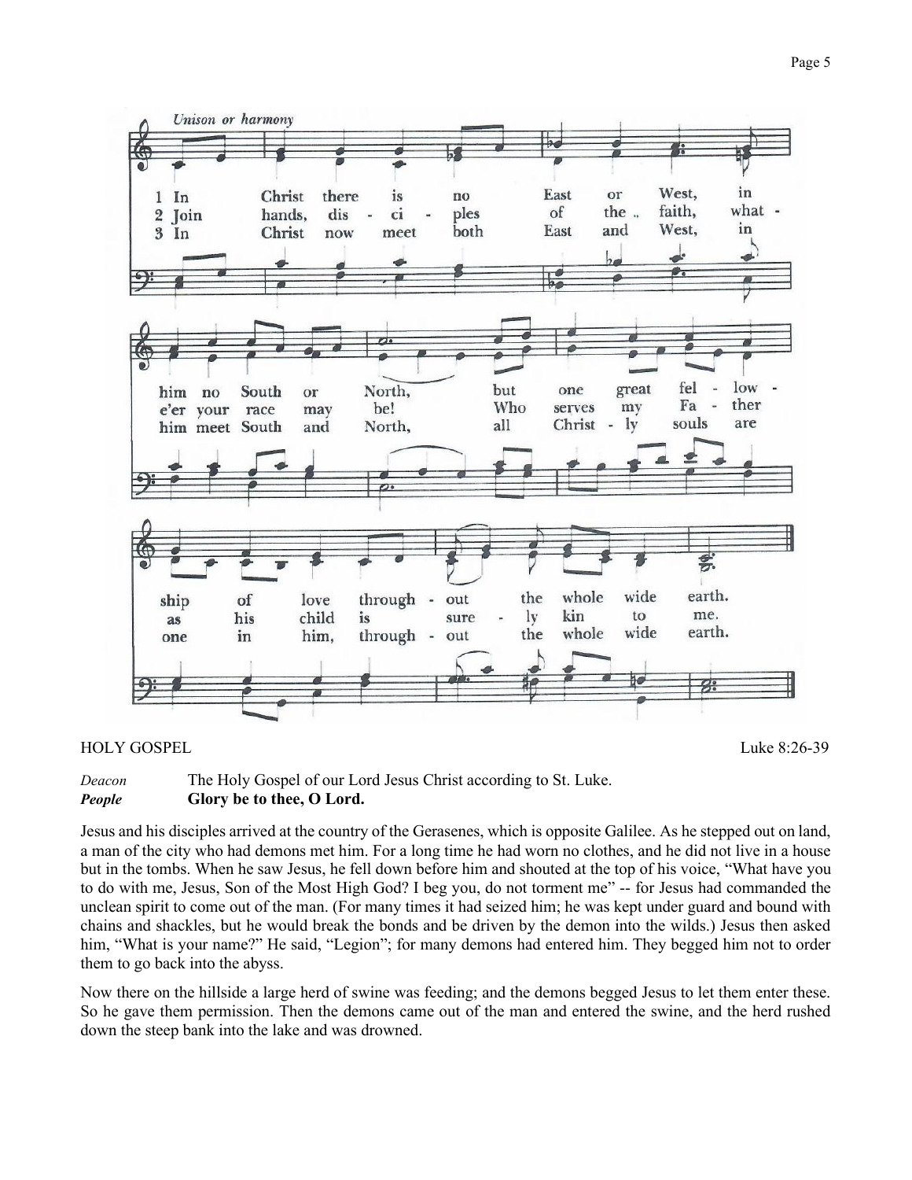*Unison or harmony*

1 In Christ there is no East or West, in him no South or North, but one great fellowship of love throughout the whole wide earth.

2 Join hands, disciples of the faith, whate'er your race may be! Who serves my Father as his child is surely kin to me.

3 In Christ now meet both East and West, in him meet South and North, all Christly souls are one in him, throughout the whole wide earth.

HOLY GOSPEL Luke 8:26-39

*Deacon* The Holy Gospel of our Lord Jesus Christ according to St. Luke.
***People*** **Glory be to thee, O Lord.**

Jesus and his disciples arrived at the country of the Gerasenes, which is opposite Galilee. As he stepped out on land, a man of the city who had demons met him. For a long time he had worn no clothes, and he did not live in a house but in the tombs. When he saw Jesus, he fell down before him and shouted at the top of his voice, "What have you to do with me, Jesus, Son of the Most High God? I beg you, do not torment me" -- for Jesus had commanded the unclean spirit to come out of the man. (For many times it had seized him; he was kept under guard and bound with chains and shackles, but he would break the bonds and be driven by the demon into the wilds.) Jesus then asked him, "What is your name?" He said, "Legion"; for many demons had entered him. They begged him not to order them to go back into the abyss.

Now there on the hillside a large herd of swine was feeding; and the demons begged Jesus to let them enter these. So he gave them permission. Then the demons came out of the man and entered the swine, and the herd rushed down the steep bank into the lake and was drowned.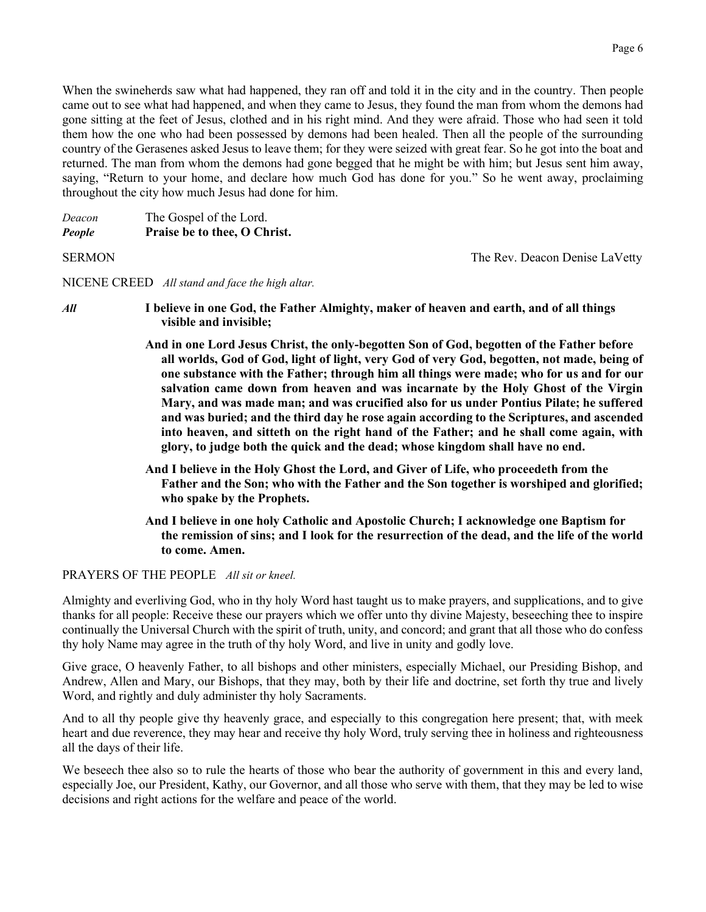When the swineherds saw what had happened, they ran off and told it in the city and in the country. Then people came out to see what had happened, and when they came to Jesus, they found the man from whom the demons had gone sitting at the feet of Jesus, clothed and in his right mind. And they were afraid. Those who had seen it told them how the one who had been possessed by demons had been healed. Then all the people of the surrounding country of the Gerasenes asked Jesus to leave them; for they were seized with great fear. So he got into the boat and returned. The man from whom the demons had gone begged that he might be with him; but Jesus sent him away, saying, "Return to your home, and declare how much God has done for you." So he went away, proclaiming throughout the city how much Jesus had done for him.

*Deacon* The Gospel of the Lord.
***People*** **Praise be to thee, O Christ.**

SERMON The Rev. Deacon Denise LaVetty

NICENE CREED *All stand and face the high altar.*

***All*** **I believe in one God, the Father Almighty, maker of heaven and earth, and of all things visible and invisible;**

**And in one Lord Jesus Christ, the only-begotten Son of God, begotten of the Father before all worlds, God of God, light of light, very God of very God, begotten, not made, being of one substance with the Father; through him all things were made; who for us and for our salvation came down from heaven and was incarnate by the Holy Ghost of the Virgin Mary, and was made man; and was crucified also for us under Pontius Pilate; he suffered and was buried; and the third day he rose again according to the Scriptures, and ascended into heaven, and sitteth on the right hand of the Father; and he shall come again, with glory, to judge both the quick and the dead; whose kingdom shall have no end.**

**And I believe in the Holy Ghost the Lord, and Giver of Life, who proceedeth from the Father and the Son; who with the Father and the Son together is worshiped and glorified; who spake by the Prophets.**

**And I believe in one holy Catholic and Apostolic Church; I acknowledge one Baptism for the remission of sins; and I look for the resurrection of the dead, and the life of the world to come. Amen.**

PRAYERS OF THE PEOPLE *All sit or kneel.*

Almighty and everliving God, who in thy holy Word hast taught us to make prayers, and supplications, and to give thanks for all people: Receive these our prayers which we offer unto thy divine Majesty, beseeching thee to inspire continually the Universal Church with the spirit of truth, unity, and concord; and grant that all those who do confess thy holy Name may agree in the truth of thy holy Word, and live in unity and godly love.

Give grace, O heavenly Father, to all bishops and other ministers, especially Michael, our Presiding Bishop, and Andrew, Allen and Mary, our Bishops, that they may, both by their life and doctrine, set forth thy true and lively Word, and rightly and duly administer thy holy Sacraments.

And to all thy people give thy heavenly grace, and especially to this congregation here present; that, with meek heart and due reverence, they may hear and receive thy holy Word, truly serving thee in holiness and righteousness all the days of their life.

We beseech thee also so to rule the hearts of those who bear the authority of government in this and every land, especially Joe, our President, Kathy, our Governor, and all those who serve with them, that they may be led to wise decisions and right actions for the welfare and peace of the world.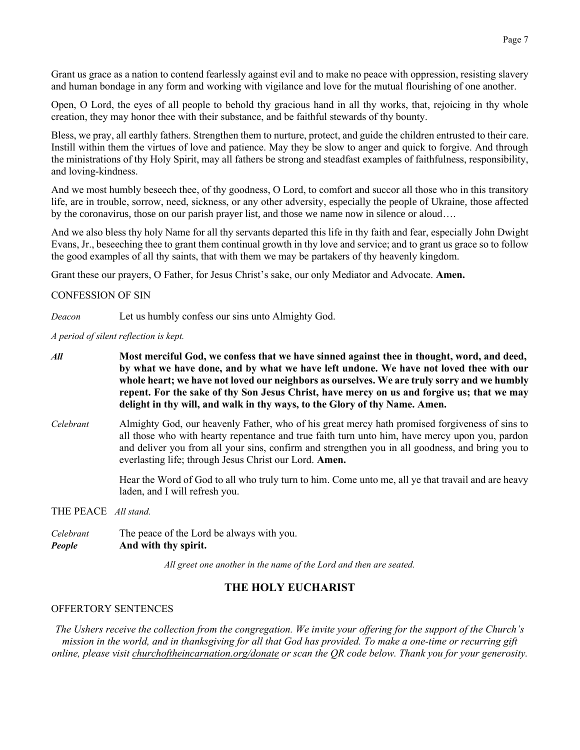Grant us grace as a nation to contend fearlessly against evil and to make no peace with oppression, resisting slavery and human bondage in any form and working with vigilance and love for the mutual flourishing of one another.

Open, O Lord, the eyes of all people to behold thy gracious hand in all thy works, that, rejoicing in thy whole creation, they may honor thee with their substance, and be faithful stewards of thy bounty.

Bless, we pray, all earthly fathers. Strengthen them to nurture, protect, and guide the children entrusted to their care. Instill within them the virtues of love and patience. May they be slow to anger and quick to forgive. And through the ministrations of thy Holy Spirit, may all fathers be strong and steadfast examples of faithfulness, responsibility, and loving-kindness.

And we most humbly beseech thee, of thy goodness, O Lord, to comfort and succor all those who in this transitory life, are in trouble, sorrow, need, sickness, or any other adversity, especially the people of Ukraine, those affected by the coronavirus, those on our parish prayer list, and those we name now in silence or aloud….

And we also bless thy holy Name for all thy servants departed this life in thy faith and fear, especially John Dwight Evans, Jr., beseeching thee to grant them continual growth in thy love and service; and to grant us grace so to follow the good examples of all thy saints, that with them we may be partakers of thy heavenly kingdom.

Grant these our prayers, O Father, for Jesus Christ's sake, our only Mediator and Advocate. **Amen.**

CONFESSION OF SIN

*Deacon* Let us humbly confess our sins unto Almighty God.

*A period of silent reflection is kept.*

***All*** **Most merciful God, we confess that we have sinned against thee in thought, word, and deed, by what we have done, and by what we have left undone. We have not loved thee with our whole heart; we have not loved our neighbors as ourselves. We are truly sorry and we humbly repent. For the sake of thy Son Jesus Christ, have mercy on us and forgive us; that we may delight in thy will, and walk in thy ways, to the Glory of thy Name. Amen.**

*Celebrant* Almighty God, our heavenly Father, who of his great mercy hath promised forgiveness of sins to all those who with hearty repentance and true faith turn unto him, have mercy upon you, pardon and deliver you from all your sins, confirm and strengthen you in all goodness, and bring you to everlasting life; through Jesus Christ our Lord. **Amen.**

Hear the Word of God to all who truly turn to him. Come unto me, all ye that travail and are heavy laden, and I will refresh you.

THE PEACE *All stand.*

*Celebrant* The peace of the Lord be always with you.
***People*** **And with thy spirit.**

*All greet one another in the name of the Lord and then are seated.*

## THE HOLY EUCHARIST

OFFERTORY SENTENCES

*The Ushers receive the collection from the congregation. We invite your offering for the support of the Church's mission in the world, and in thanksgiving for all that God has provided. To make a one-time or recurring gift online, please visit churchoftheincarnation.org/donate or scan the QR code below. Thank you for your generosity.*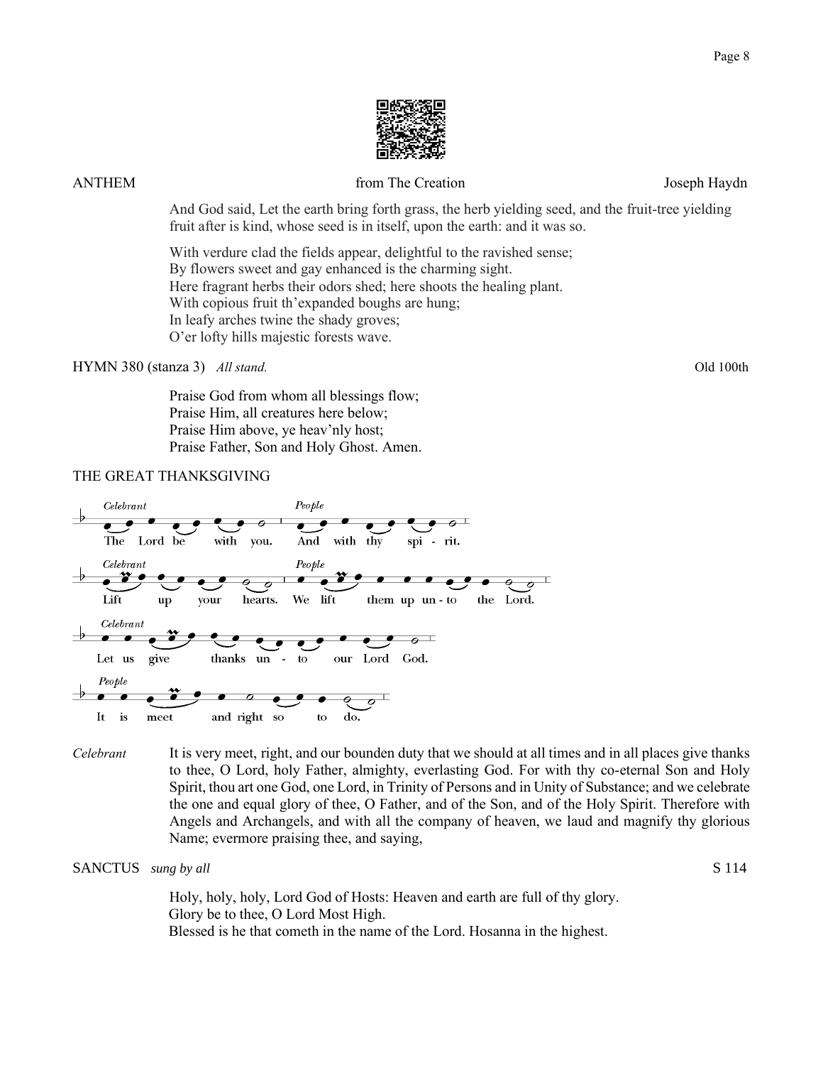ANTHEM — from The Creation — Joseph Haydn

And God said, Let the earth bring forth grass, the herb yielding seed, and the fruit-tree yielding fruit after is kind, whose seed is in itself, upon the earth: and it was so.

With verdure clad the fields appear, delightful to the ravished sense;
By flowers sweet and gay enhanced is the charming sight.
Here fragrant herbs their odors shed; here shoots the healing plant.
With copious fruit th'expanded boughs are hung;
In leafy arches twine the shady groves;
O'er lofty hills majestic forests wave.

HYMN 380 (stanza 3) *All stand.* — Old 100th

Praise God from whom all blessings flow;
Praise Him, all creatures here below;
Praise Him above, ye heav'nly host;
Praise Father, Son and Holy Ghost. Amen.

THE GREAT THANKSGIVING

*Celebrant* The Lord be with you. *People* And with thy spi - rit.

*Celebrant* Lift up your hearts. *People* We lift them up un - to the Lord.

*Celebrant* Let us give thanks un - to our Lord God.

*People* It is meet and right so to do.

*Celebrant* It is very meet, right, and our bounden duty that we should at all times and in all places give thanks to thee, O Lord, holy Father, almighty, everlasting God. For with thy co-eternal Son and Holy Spirit, thou art one God, one Lord, in Trinity of Persons and in Unity of Substance; and we celebrate the one and equal glory of thee, O Father, and of the Son, and of the Holy Spirit. Therefore with Angels and Archangels, and with all the company of heaven, we laud and magnify thy glorious Name; evermore praising thee, and saying,

SANCTUS *sung by all* — S 114

Holy, holy, holy, Lord God of Hosts: Heaven and earth are full of thy glory.
Glory be to thee, O Lord Most High.
Blessed is he that cometh in the name of the Lord. Hosanna in the highest.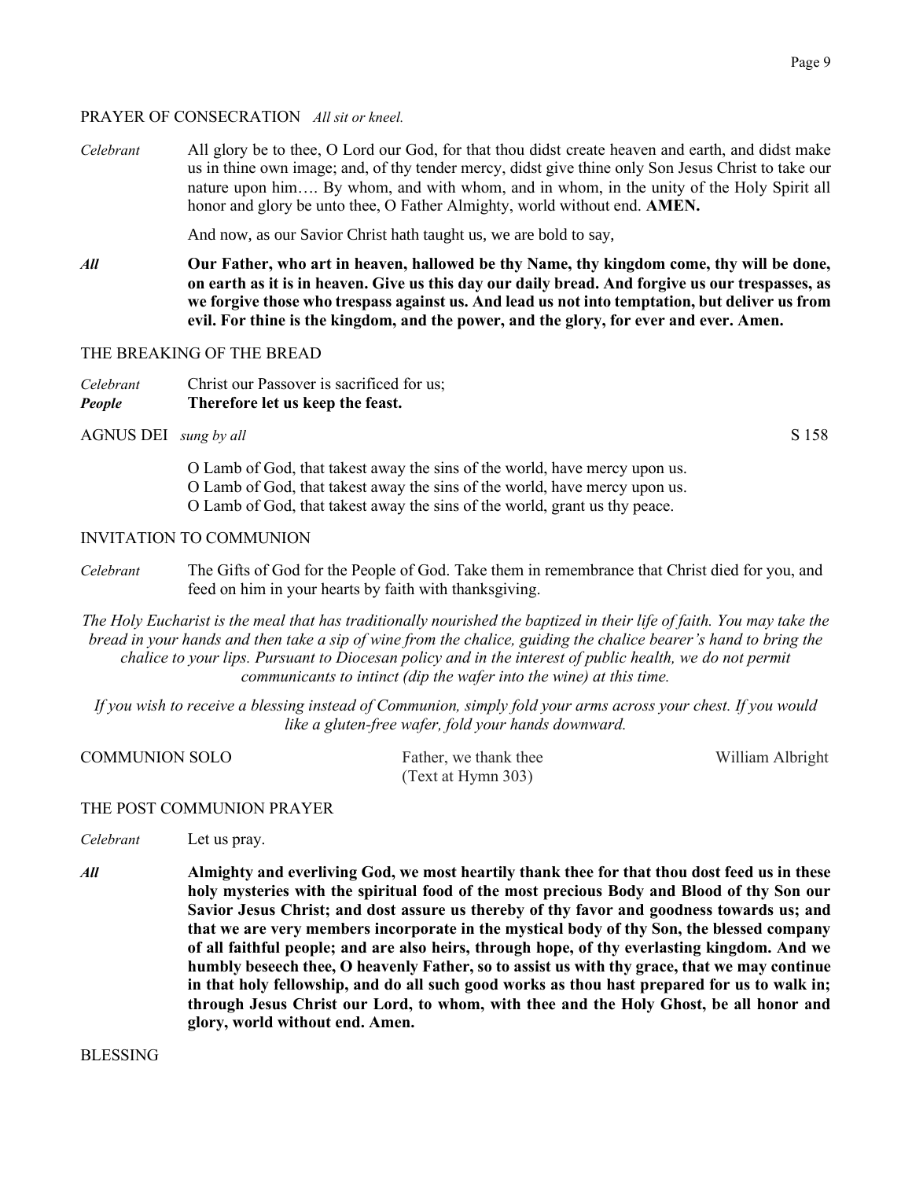PRAYER OF CONSECRATION *All sit or kneel.*

*Celebrant* All glory be to thee, O Lord our God, for that thou didst create heaven and earth, and didst make us in thine own image; and, of thy tender mercy, didst give thine only Son Jesus Christ to take our nature upon him…. By whom, and with whom, and in whom, in the unity of the Holy Spirit all honor and glory be unto thee, O Father Almighty, world without end. **AMEN.**

And now, as our Savior Christ hath taught us, we are bold to say,

***All*** **Our Father, who art in heaven, hallowed be thy Name, thy kingdom come, thy will be done, on earth as it is in heaven. Give us this day our daily bread. And forgive us our trespasses, as we forgive those who trespass against us. And lead us not into temptation, but deliver us from evil. For thine is the kingdom, and the power, and the glory, for ever and ever. Amen.**

THE BREAKING OF THE BREAD

*Celebrant* Christ our Passover is sacrificed for us;
***People*** **Therefore let us keep the feast.**

AGNUS DEI *sung by all* S 158

O Lamb of God, that takest away the sins of the world, have mercy upon us.
O Lamb of God, that takest away the sins of the world, have mercy upon us.
O Lamb of God, that takest away the sins of the world, grant us thy peace.

INVITATION TO COMMUNION

*Celebrant* The Gifts of God for the People of God. Take them in remembrance that Christ died for you, and feed on him in your hearts by faith with thanksgiving.

*The Holy Eucharist is the meal that has traditionally nourished the baptized in their life of faith. You may take the bread in your hands and then take a sip of wine from the chalice, guiding the chalice bearer's hand to bring the chalice to your lips. Pursuant to Diocesan policy and in the interest of public health, we do not permit communicants to intinct (dip the wafer into the wine) at this time.*

*If you wish to receive a blessing instead of Communion, simply fold your arms across your chest. If you would like a gluten-free wafer, fold your hands downward.*

COMMUNION SOLO Father, we thank thee (Text at Hymn 303) William Albright

THE POST COMMUNION PRAYER

*Celebrant* Let us pray.

***All*** **Almighty and everliving God, we most heartily thank thee for that thou dost feed us in these holy mysteries with the spiritual food of the most precious Body and Blood of thy Son our Savior Jesus Christ; and dost assure us thereby of thy favor and goodness towards us; and that we are very members incorporate in the mystical body of thy Son, the blessed company of all faithful people; and are also heirs, through hope, of thy everlasting kingdom. And we humbly beseech thee, O heavenly Father, so to assist us with thy grace, that we may continue in that holy fellowship, and do all such good works as thou hast prepared for us to walk in; through Jesus Christ our Lord, to whom, with thee and the Holy Ghost, be all honor and glory, world without end. Amen.**

BLESSING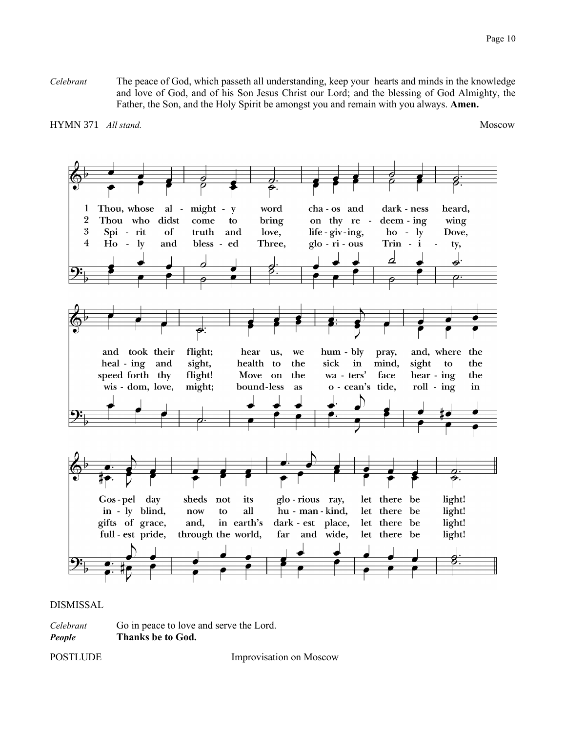*Celebrant* The peace of God, which passeth all understanding, keep your hearts and minds in the knowledge and love of God, and of his Son Jesus Christ our Lord; and the blessing of God Almighty, the Father, the Son, and the Holy Spirit be amongst you and remain with you always. **Amen.**

HYMN 371 *All stand.* Moscow

1 Thou, whose almighty word chaos and darkness heard, and took their flight; hear us, we humbly pray, and, where the Gospel day sheds not its glorious ray, let there be light!

2 Thou who didst come to bring on thy redeeming wing healing and sight, health to the sick in mind, sight to the inly blind, now to all humankind, let there be light!

3 Spirit of truth and love, life-giving, holy Dove, speed forth thy flight! Move on the waters' face bearing the gifts of grace, and, in earth's darkest place, let there be light!

4 Holy and blessed Three, glorious Trinity, wisdom, love, might; boundless as ocean's tide, rolling in fullest pride, through the world, far and wide, let there be light!

DISMISSAL

*Celebrant* Go in peace to love and serve the Lord.
***People*** **Thanks be to God.**

POSTLUDE Improvisation on Moscow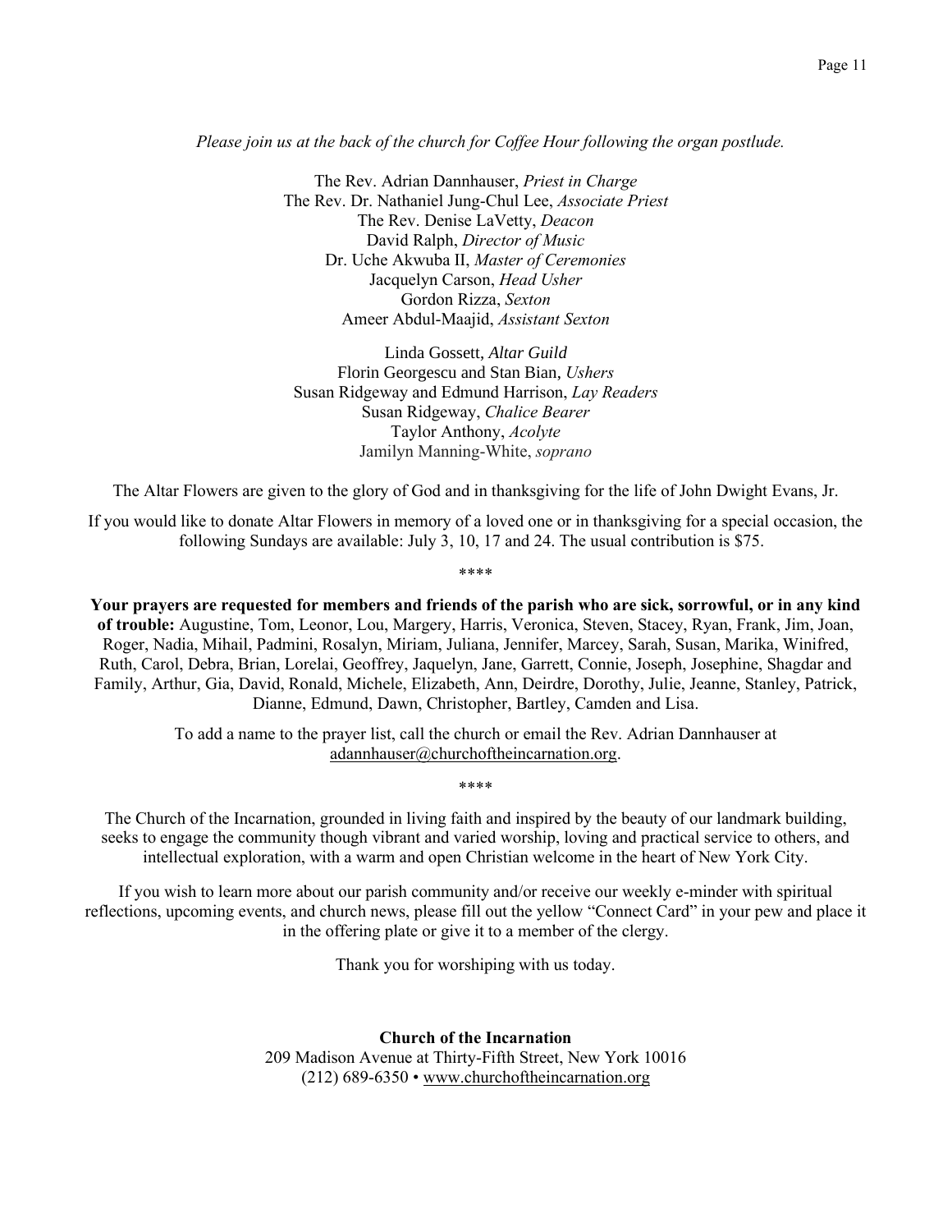*Please join us at the back of the church for Coffee Hour following the organ postlude.*

The Rev. Adrian Dannhauser, *Priest in Charge*
The Rev. Dr. Nathaniel Jung-Chul Lee, *Associate Priest*
The Rev. Denise LaVetty, *Deacon*
David Ralph, *Director of Music*
Dr. Uche Akwuba II, *Master of Ceremonies*
Jacquelyn Carson, *Head Usher*
Gordon Rizza, *Sexton*
Ameer Abdul-Maajid, *Assistant Sexton*

Linda Gossett, *Altar Guild*
Florin Georgescu and Stan Bian, *Ushers*
Susan Ridgeway and Edmund Harrison, *Lay Readers*
Susan Ridgeway, *Chalice Bearer*
Taylor Anthony, *Acolyte*
Jamilyn Manning-White, *soprano*

The Altar Flowers are given to the glory of God and in thanksgiving for the life of John Dwight Evans, Jr.

If you would like to donate Altar Flowers in memory of a loved one or in thanksgiving for a special occasion, the following Sundays are available: July 3, 10, 17 and 24. The usual contribution is $75.

****

**Your prayers are requested for members and friends of the parish who are sick, sorrowful, or in any kind of trouble:** Augustine, Tom, Leonor, Lou, Margery, Harris, Veronica, Steven, Stacey, Ryan, Frank, Jim, Joan, Roger, Nadia, Mihail, Padmini, Rosalyn, Miriam, Juliana, Jennifer, Marcey, Sarah, Susan, Marika, Winifred, Ruth, Carol, Debra, Brian, Lorelai, Geoffrey, Jaquelyn, Jane, Garrett, Connie, Joseph, Josephine, Shagdar and Family, Arthur, Gia, David, Ronald, Michele, Elizabeth, Ann, Deirdre, Dorothy, Julie, Jeanne, Stanley, Patrick, Dianne, Edmund, Dawn, Christopher, Bartley, Camden and Lisa.

To add a name to the prayer list, call the church or email the Rev. Adrian Dannhauser at adannhauser@churchoftheincarnation.org.

****

The Church of the Incarnation, grounded in living faith and inspired by the beauty of our landmark building, seeks to engage the community though vibrant and varied worship, loving and practical service to others, and intellectual exploration, with a warm and open Christian welcome in the heart of New York City.

If you wish to learn more about our parish community and/or receive our weekly e-minder with spiritual reflections, upcoming events, and church news, please fill out the yellow "Connect Card" in your pew and place it in the offering plate or give it to a member of the clergy.

Thank you for worshiping with us today.

**Church of the Incarnation**
209 Madison Avenue at Thirty-Fifth Street, New York 10016
(212) 689-6350 • www.churchoftheincarnation.org